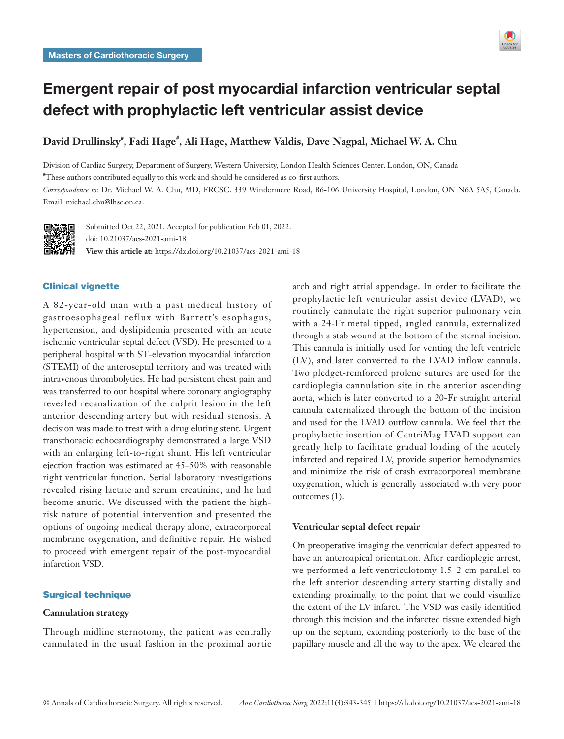Masters of Cardiothoracic Surgery

# Emergent repair of post myocardial infarction ventricular septal defect with prophylactic left ventricular assist device

**David Drullinsky[#], Fadi Hage[#], Ali Hage, Matthew Valdis, Dave Nagpal, Michael W. A. Chu**

Division of Cardiac Surgery, Department of Surgery, Western University, London Health Sciences Center, London, ON, Canada

[#]These authors contributed equally to this work and should be considered as co-first authors.

*Correspondence to:* Dr. Michael W. A. Chu, MD, FRCSC. 339 Windermere Road, B6-106 University Hospital, London, ON N6A 5A5, Canada. Email: michael.chu@lhsc.on.ca.

Submitted Oct 22, 2021. Accepted for publication Feb 01, 2022.
doi: 10.21037/acs-2021-ami-18
**View this article at:** https://dx.doi.org/10.21037/acs-2021-ami-18

## Clinical vignette

A 82-year-old man with a past medical history of gastroesophageal reflux with Barrett's esophagus, hypertension, and dyslipidemia presented with an acute ischemic ventricular septal defect (VSD). He presented to a peripheral hospital with ST-elevation myocardial infarction (STEMI) of the anteroseptal territory and was treated with intravenous thrombolytics. He had persistent chest pain and was transferred to our hospital where coronary angiography revealed recanalization of the culprit lesion in the left anterior descending artery but with residual stenosis. A decision was made to treat with a drug eluting stent. Urgent transthoracic echocardiography demonstrated a large VSD with an enlarging left-to-right shunt. His left ventricular ejection fraction was estimated at 45–50% with reasonable right ventricular function. Serial laboratory investigations revealed rising lactate and serum creatinine, and he had become anuric. We discussed with the patient the high-risk nature of potential intervention and presented the options of ongoing medical therapy alone, extracorporeal membrane oxygenation, and definitive repair. He wished to proceed with emergent repair of the post-myocardial infarction VSD.

## Surgical technique

### Cannulation strategy

Through midline sternotomy, the patient was centrally cannulated in the usual fashion in the proximal aortic arch and right atrial appendage. In order to facilitate the prophylactic left ventricular assist device (LVAD), we routinely cannulate the right superior pulmonary vein with a 24-Fr metal tipped, angled cannula, externalized through a stab wound at the bottom of the sternal incision. This cannula is initially used for venting the left ventricle (LV), and later converted to the LVAD inflow cannula. Two pledget-reinforced prolene sutures are used for the cardioplegia cannulation site in the anterior ascending aorta, which is later converted to a 20-Fr straight arterial cannula externalized through the bottom of the incision and used for the LVAD outflow cannula. We feel that the prophylactic insertion of CentriMag LVAD support can greatly help to facilitate gradual loading of the acutely infarcted and repaired LV, provide superior hemodynamics and minimize the risk of crash extracorporeal membrane oxygenation, which is generally associated with very poor outcomes (1).

### Ventricular septal defect repair

On preoperative imaging the ventricular defect appeared to have an anteroapical orientation. After cardioplegic arrest, we performed a left ventriculotomy 1.5–2 cm parallel to the left anterior descending artery starting distally and extending proximally, to the point that we could visualize the extent of the LV infarct. The VSD was easily identified through this incision and the infarcted tissue extended high up on the septum, extending posteriorly to the base of the papillary muscle and all the way to the apex. We cleared the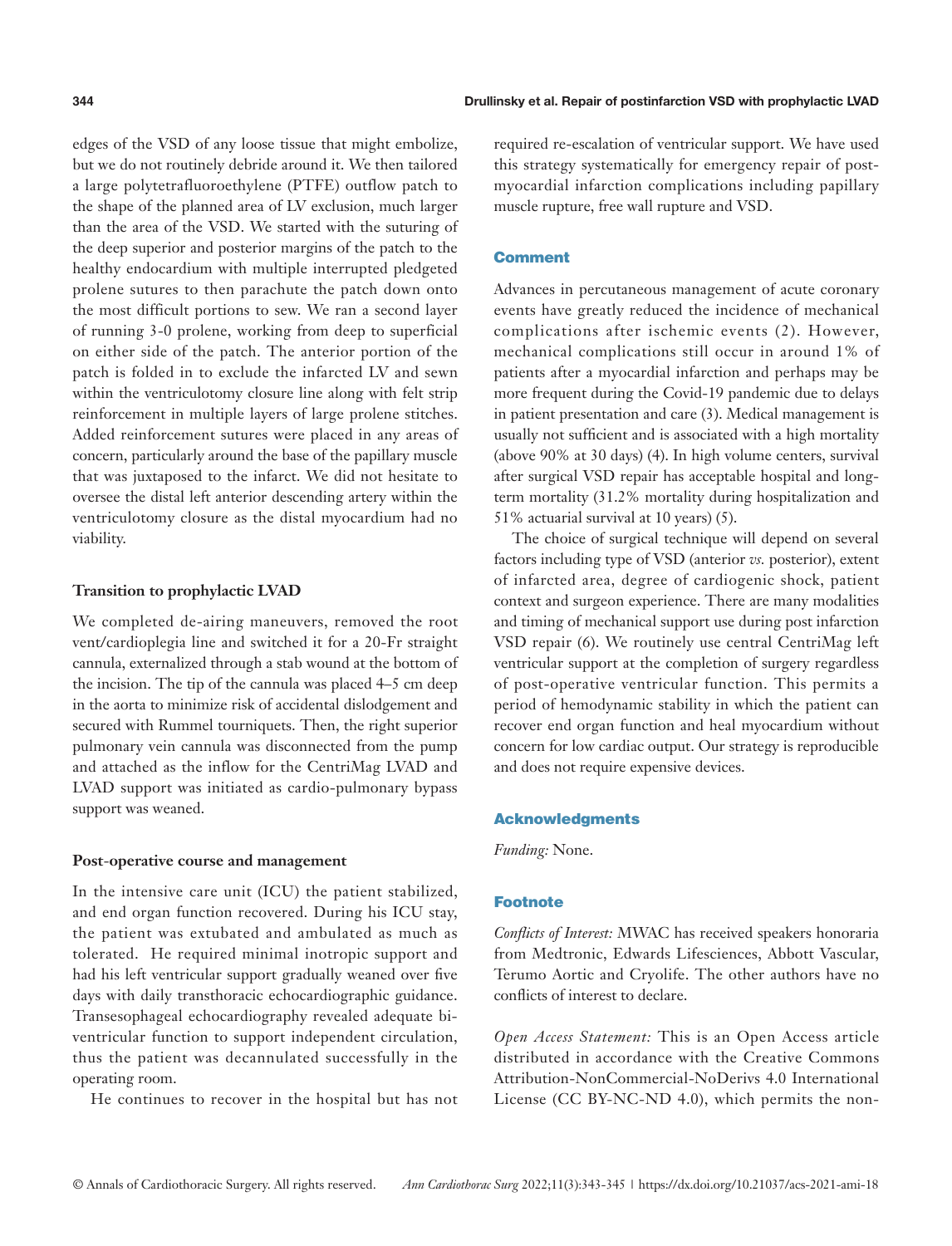edges of the VSD of any loose tissue that might embolize, but we do not routinely debride around it. We then tailored a large polytetrafluoroethylene (PTFE) outflow patch to the shape of the planned area of LV exclusion, much larger than the area of the VSD. We started with the suturing of the deep superior and posterior margins of the patch to the healthy endocardium with multiple interrupted pledgeted prolene sutures to then parachute the patch down onto the most difficult portions to sew. We ran a second layer of running 3-0 prolene, working from deep to superficial on either side of the patch. The anterior portion of the patch is folded in to exclude the infarcted LV and sewn within the ventriculotomy closure line along with felt strip reinforcement in multiple layers of large prolene stitches. Added reinforcement sutures were placed in any areas of concern, particularly around the base of the papillary muscle that was juxtaposed to the infarct. We did not hesitate to oversee the distal left anterior descending artery within the ventriculotomy closure as the distal myocardium had no viability.

### Transition to prophylactic LVAD

We completed de-airing maneuvers, removed the root vent/cardioplegia line and switched it for a 20-Fr straight cannula, externalized through a stab wound at the bottom of the incision. The tip of the cannula was placed 4–5 cm deep in the aorta to minimize risk of accidental dislodgement and secured with Rummel tourniquets. Then, the right superior pulmonary vein cannula was disconnected from the pump and attached as the inflow for the CentriMag LVAD and LVAD support was initiated as cardio-pulmonary bypass support was weaned.

### Post-operative course and management

In the intensive care unit (ICU) the patient stabilized, and end organ function recovered. During his ICU stay, the patient was extubated and ambulated as much as tolerated. He required minimal inotropic support and had his left ventricular support gradually weaned over five days with daily transthoracic echocardiographic guidance. Transesophageal echocardiography revealed adequate bi-ventricular function to support independent circulation, thus the patient was decannulated successfully in the operating room.

He continues to recover in the hospital but has not required re-escalation of ventricular support. We have used this strategy systematically for emergency repair of post-myocardial infarction complications including papillary muscle rupture, free wall rupture and VSD.

## Comment

Advances in percutaneous management of acute coronary events have greatly reduced the incidence of mechanical complications after ischemic events (2). However, mechanical complications still occur in around 1% of patients after a myocardial infarction and perhaps may be more frequent during the Covid-19 pandemic due to delays in patient presentation and care (3). Medical management is usually not sufficient and is associated with a high mortality (above 90% at 30 days) (4). In high volume centers, survival after surgical VSD repair has acceptable hospital and long-term mortality (31.2% mortality during hospitalization and 51% actuarial survival at 10 years) (5).

The choice of surgical technique will depend on several factors including type of VSD (anterior *vs.* posterior), extent of infarcted area, degree of cardiogenic shock, patient context and surgeon experience. There are many modalities and timing of mechanical support use during post infarction VSD repair (6). We routinely use central CentriMag left ventricular support at the completion of surgery regardless of post-operative ventricular function. This permits a period of hemodynamic stability in which the patient can recover end organ function and heal myocardium without concern for low cardiac output. Our strategy is reproducible and does not require expensive devices.

## Acknowledgments

*Funding:* None.

## Footnote

*Conflicts of Interest:* MWAC has received speakers honoraria from Medtronic, Edwards Lifesciences, Abbott Vascular, Terumo Aortic and Cryolife. The other authors have no conflicts of interest to declare.

*Open Access Statement:* This is an Open Access article distributed in accordance with the Creative Commons Attribution-NonCommercial-NoDerivs 4.0 International License (CC BY-NC-ND 4.0), which permits the non-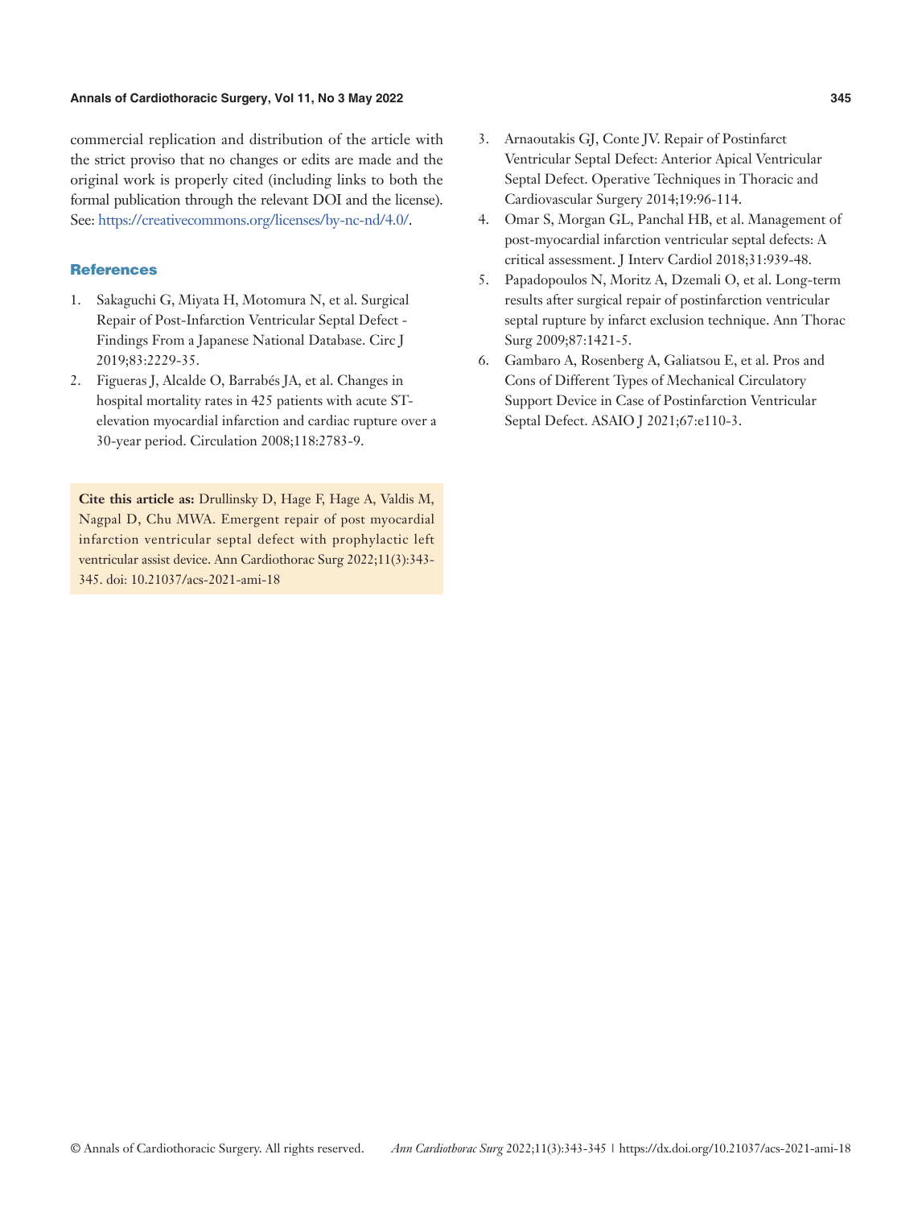commercial replication and distribution of the article with the strict proviso that no changes or edits are made and the original work is properly cited (including links to both the formal publication through the relevant DOI and the license). See: https://creativecommons.org/licenses/by-nc-nd/4.0/.

## References

1. Sakaguchi G, Miyata H, Motomura N, et al. Surgical Repair of Post-Infarction Ventricular Septal Defect - Findings From a Japanese National Database. Circ J 2019;83:2229-35.
2. Figueras J, Alcalde O, Barrabés JA, et al. Changes in hospital mortality rates in 425 patients with acute ST-elevation myocardial infarction and cardiac rupture over a 30-year period. Circulation 2008;118:2783-9.
3. Arnaoutakis GJ, Conte JV. Repair of Postinfarct Ventricular Septal Defect: Anterior Apical Ventricular Septal Defect. Operative Techniques in Thoracic and Cardiovascular Surgery 2014;19:96-114.
4. Omar S, Morgan GL, Panchal HB, et al. Management of post-myocardial infarction ventricular septal defects: A critical assessment. J Interv Cardiol 2018;31:939-48.
5. Papadopoulos N, Moritz A, Dzemali O, et al. Long-term results after surgical repair of postinfarction ventricular septal rupture by infarct exclusion technique. Ann Thorac Surg 2009;87:1421-5.
6. Gambaro A, Rosenberg A, Galiatsou E, et al. Pros and Cons of Different Types of Mechanical Circulatory Support Device in Case of Postinfarction Ventricular Septal Defect. ASAIO J 2021;67:e110-3.

**Cite this article as:** Drullinsky D, Hage F, Hage A, Valdis M, Nagpal D, Chu MWA. Emergent repair of post myocardial infarction ventricular septal defect with prophylactic left ventricular assist device. Ann Cardiothorac Surg 2022;11(3):343-345. doi: 10.21037/acs-2021-ami-18